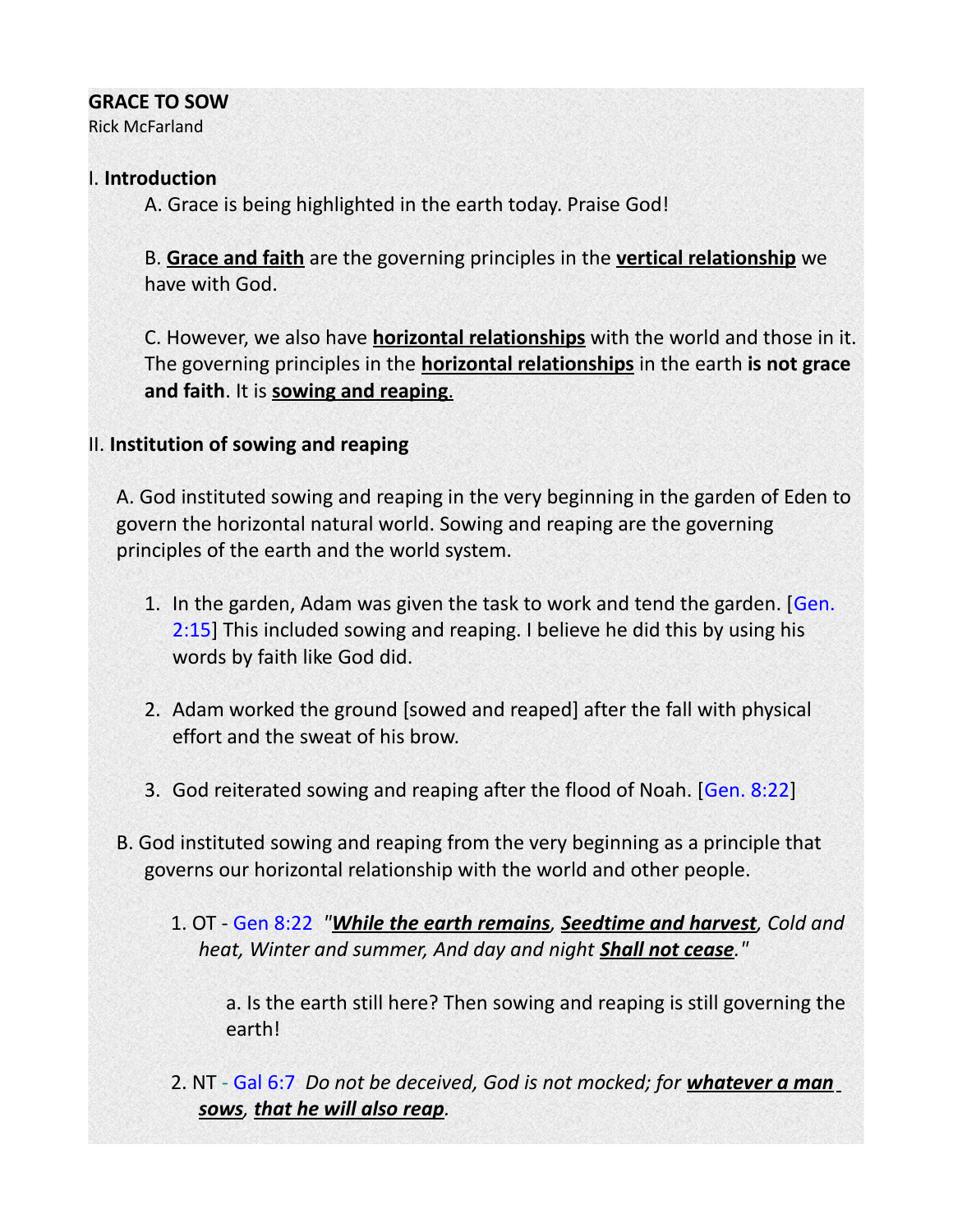**GRACE TO SOW**

Rick McFarland

I. **Introduction**

A. Grace is being highlighted in the earth today. Praise God!

B. **<u>Grace and faith</u>** are the governing principles in the **<u>vertical relationship</u>** we have with God.

C. However, we also have **<u>horizontal relationships</u>** with the world and those in it. The governing principles in the **<u>horizontal relationships</u>** in the earth **is not grace and faith**. It is **<u>sowing and reaping</u>**.

II. **Institution of sowing and reaping**

A. God instituted sowing and reaping in the very beginning in the garden of Eden to govern the horizontal natural world. Sowing and reaping are the governing principles of the earth and the world system.

1. In the garden, Adam was given the task to work and tend the garden. [Gen. 2:15] This included sowing and reaping. I believe he did this by using his words by faith like God did.
2. Adam worked the ground [sowed and reaped] after the fall with physical effort and the sweat of his brow.
3. God reiterated sowing and reaping after the flood of Noah. [Gen. 8:22]

B. God instituted sowing and reaping from the very beginning as a principle that governs our horizontal relationship with the world and other people.

1. OT - Gen 8:22 *"**<u>While the earth remains</u>**, **<u>Seedtime and harvest</u>**, Cold and heat, Winter and summer, And day and night **<u>Shall not cease</u>**."*

   a. Is the earth still here? Then sowing and reaping is still governing the earth!

2. NT - Gal 6:7 *Do not be deceived, God is not mocked; for **<u>whatever a man sows</u>**, **<u>that he will also reap</u>**.*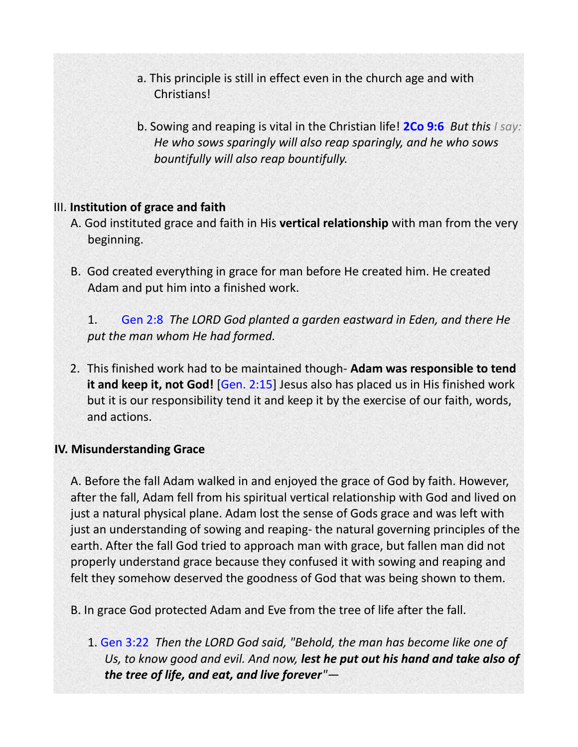a. This principle is still in effect even in the church age and with Christians!

b. Sowing and reaping is vital in the Christian life! **2Co 9:6** *But this I say: He who sows sparingly will also reap sparingly, and he who sows bountifully will also reap bountifully.*

III. **Institution of grace and faith**

A. God instituted grace and faith in His **vertical relationship** with man from the very beginning.

B. God created everything in grace for man before He created him. He created Adam and put him into a finished work.

1. Gen 2:8 *The LORD God planted a garden eastward in Eden, and there He put the man whom He had formed.*

2. This finished work had to be maintained though- **Adam was responsible to tend it and keep it, not God!** [Gen. 2:15] Jesus also has placed us in His finished work but it is our responsibility tend it and keep it by the exercise of our faith, words, and actions.

**IV. Misunderstanding Grace**

A. Before the fall Adam walked in and enjoyed the grace of God by faith. However, after the fall, Adam fell from his spiritual vertical relationship with God and lived on just a natural physical plane. Adam lost the sense of Gods grace and was left with just an understanding of sowing and reaping- the natural governing principles of the earth. After the fall God tried to approach man with grace, but fallen man did not properly understand grace because they confused it with sowing and reaping and felt they somehow deserved the goodness of God that was being shown to them.

B. In grace God protected Adam and Eve from the tree of life after the fall.

1. Gen 3:22 *Then the LORD God said, "Behold, the man has become like one of Us, to know good and evil. And now,* ***lest he put out his hand and take also of the tree of life, and eat, and live forever****"—*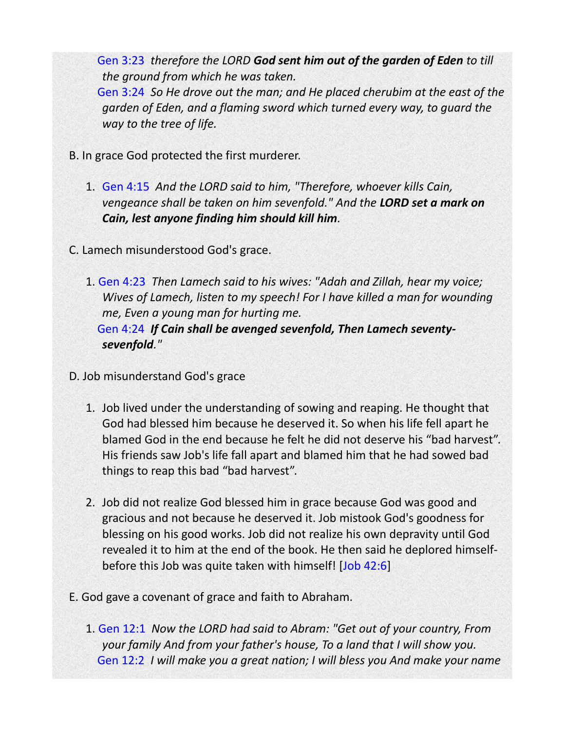Gen 3:23 *therefore the LORD* ***God sent him out of the garden of Eden*** *to till the ground from which he was taken.*
Gen 3:24 *So He drove out the man; and He placed cherubim at the east of the garden of Eden, and a flaming sword which turned every way, to guard the way to the tree of life.*

B. In grace God protected the first murderer.

1. Gen 4:15 *And the LORD said to him, "Therefore, whoever kills Cain, vengeance shall be taken on him sevenfold." And the* ***LORD set a mark on Cain, lest anyone finding him should kill him****.*

C. Lamech misunderstood God's grace.

1. Gen 4:23 *Then Lamech said to his wives: "Adah and Zillah, hear my voice; Wives of Lamech, listen to my speech! For I have killed a man for wounding me, Even a young man for hurting me.*
Gen 4:24 ***If Cain shall be avenged sevenfold, Then Lamech seventy-sevenfold****."*

D. Job misunderstand God's grace

1. Job lived under the understanding of sowing and reaping. He thought that God had blessed him because he deserved it. So when his life fell apart he blamed God in the end because he felt he did not deserve his "bad harvest". His friends saw Job's life fall apart and blamed him that he had sowed bad things to reap this bad "bad harvest".

2. Job did not realize God blessed him in grace because God was good and gracious and not because he deserved it. Job mistook God's goodness for blessing on his good works. Job did not realize his own depravity until God revealed it to him at the end of the book. He then said he deplored himself- before this Job was quite taken with himself! [Job 42:6]

E. God gave a covenant of grace and faith to Abraham.

1. Gen 12:1 *Now the LORD had said to Abram: "Get out of your country, From your family And from your father's house, To a land that I will show you.*
Gen 12:2 *I will make you a great nation; I will bless you And make your name*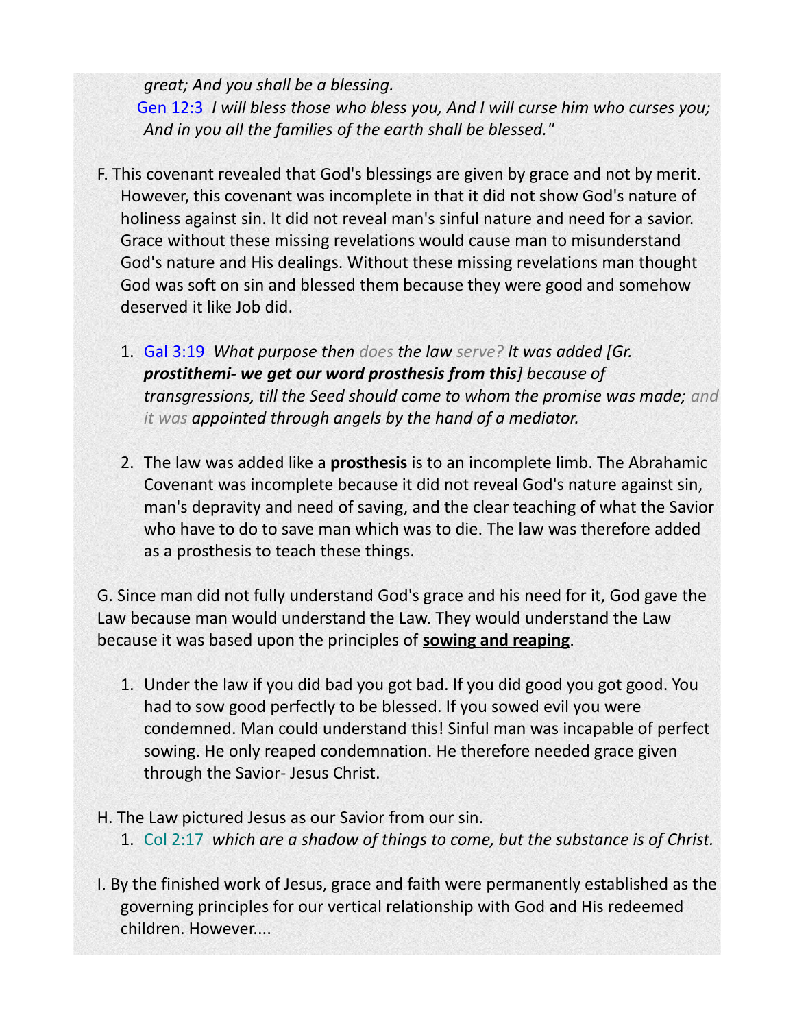*great; And you shall be a blessing.*

Gen 12:3 *I will bless those who bless you, And I will curse him who curses you; And in you all the families of the earth shall be blessed."*

F. This covenant revealed that God's blessings are given by grace and not by merit. However, this covenant was incomplete in that it did not show God's nature of holiness against sin. It did not reveal man's sinful nature and need for a savior. Grace without these missing revelations would cause man to misunderstand God's nature and His dealings. Without these missing revelations man thought God was soft on sin and blessed them because they were good and somehow deserved it like Job did.

1. Gal 3:19 *What purpose then does the law serve? It was added [Gr. **prostithemi- we get our word prosthesis from this**] because of transgressions, till the Seed should come to whom the promise was made; and it was appointed through angels by the hand of a mediator.*

2. The law was added like a **prosthesis** is to an incomplete limb. The Abrahamic Covenant was incomplete because it did not reveal God's nature against sin, man's depravity and need of saving, and the clear teaching of what the Savior who have to do to save man which was to die. The law was therefore added as a prosthesis to teach these things.

G. Since man did not fully understand God's grace and his need for it, God gave the Law because man would understand the Law. They would understand the Law because it was based upon the principles of **<u>sowing and reaping</u>**.

1. Under the law if you did bad you got bad. If you did good you got good. You had to sow good perfectly to be blessed. If you sowed evil you were condemned. Man could understand this! Sinful man was incapable of perfect sowing. He only reaped condemnation. He therefore needed grace given through the Savior- Jesus Christ.

H. The Law pictured Jesus as our Savior from our sin.

1. Col 2:17 *which are a shadow of things to come, but the substance is of Christ.*

I. By the finished work of Jesus, grace and faith were permanently established as the governing principles for our vertical relationship with God and His redeemed children. However....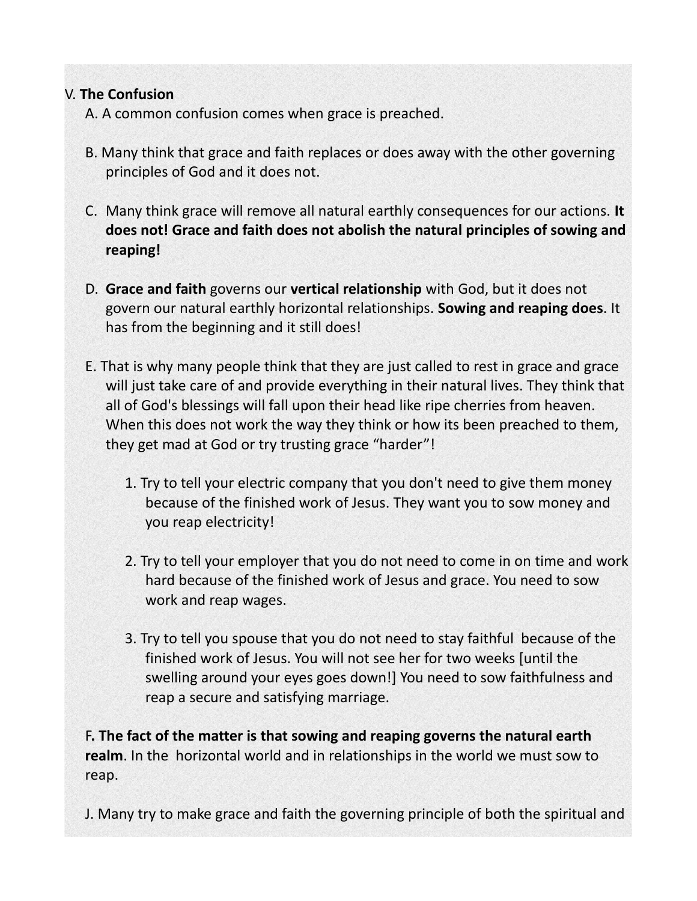V. **The Confusion**

A. A common confusion comes when grace is preached.

B. Many think that grace and faith replaces or does away with the other governing principles of God and it does not.

C. Many think grace will remove all natural earthly consequences for our actions. **It does not! Grace and faith does not abolish the natural principles of sowing and reaping!**

D. **Grace and faith** governs our **vertical relationship** with God, but it does not govern our natural earthly horizontal relationships. **Sowing and reaping does**. It has from the beginning and it still does!

E. That is why many people think that they are just called to rest in grace and grace will just take care of and provide everything in their natural lives. They think that all of God's blessings will fall upon their head like ripe cherries from heaven. When this does not work the way they think or how its been preached to them, they get mad at God or try trusting grace "harder"!

1. Try to tell your electric company that you don't need to give them money because of the finished work of Jesus. They want you to sow money and you reap electricity!

2. Try to tell your employer that you do not need to come in on time and work hard because of the finished work of Jesus and grace. You need to sow work and reap wages.

3. Try to tell you spouse that you do not need to stay faithful because of the finished work of Jesus. You will not see her for two weeks [until the swelling around your eyes goes down!] You need to sow faithfulness and reap a secure and satisfying marriage.

F**. The fact of the matter is that sowing and reaping governs the natural earth realm**. In the horizontal world and in relationships in the world we must sow to reap.

J. Many try to make grace and faith the governing principle of both the spiritual and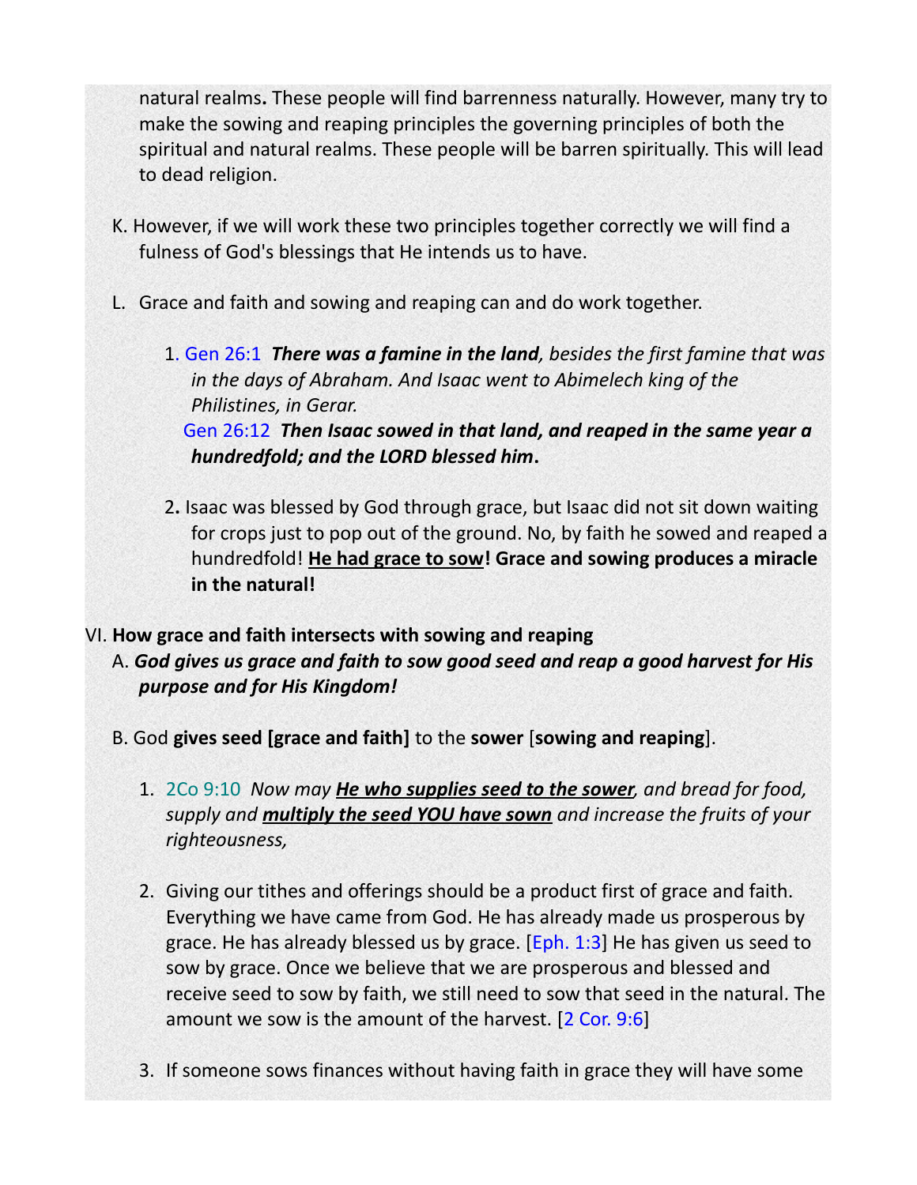natural realms**.** These people will find barrenness naturally. However, many try to make the sowing and reaping principles the governing principles of both the spiritual and natural realms. These people will be barren spiritually. This will lead to dead religion.

K. However, if we will work these two principles together correctly we will find a fulness of God's blessings that He intends us to have.

L. Grace and faith and sowing and reaping can and do work together.

1. Gen 26:1 ***There was a famine in the land****, besides the first famine that was in the days of Abraham. And Isaac went to Abimelech king of the Philistines, in Gerar.*
   Gen 26:12 ***Then Isaac sowed in that land, and reaped in the same year a hundredfold; and the LORD blessed him*****.**

2**.** Isaac was blessed by God through grace, but Isaac did not sit down waiting for crops just to pop out of the ground. No, by faith he sowed and reaped a hundredfold! **<u>He had grace to sow</u>! Grace and sowing produces a miracle in the natural!**

VI. **How grace and faith intersects with sowing and reaping**

A. ***God gives us grace and faith to sow good seed and reap a good harvest for His purpose and for His Kingdom!***

B. God **gives seed [grace and faith]** to the **sower** [**sowing and reaping**].

1. 2Co 9:10 *Now may **<u>He who supplies seed to the sower</u>**, and bread for food, supply and **<u>multiply the seed YOU have sown</u>** and increase the fruits of your righteousness,*

2. Giving our tithes and offerings should be a product first of grace and faith. Everything we have came from God. He has already made us prosperous by grace. He has already blessed us by grace. [Eph. 1:3] He has given us seed to sow by grace. Once we believe that we are prosperous and blessed and receive seed to sow by faith, we still need to sow that seed in the natural. The amount we sow is the amount of the harvest. [2 Cor. 9:6]

3. If someone sows finances without having faith in grace they will have some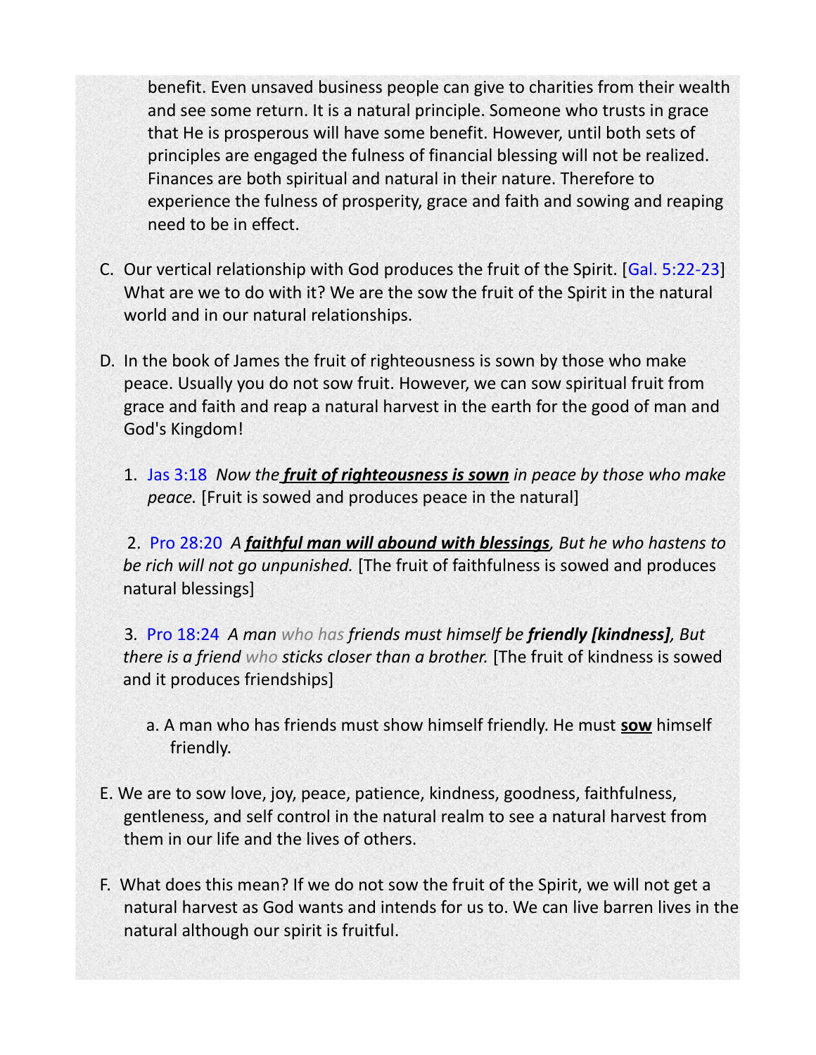benefit. Even unsaved business people can give to charities from their wealth and see some return. It is a natural principle. Someone who trusts in grace that He is prosperous will have some benefit. However, until both sets of principles are engaged the fulness of financial blessing will not be realized. Finances are both spiritual and natural in their nature. Therefore to experience the fulness of prosperity, grace and faith and sowing and reaping need to be in effect.

C. Our vertical relationship with God produces the fruit of the Spirit. [Gal. 5:22-23] What are we to do with it? We are the sow the fruit of the Spirit in the natural world and in our natural relationships.

D. In the book of James the fruit of righteousness is sown by those who make peace. Usually you do not sow fruit. However, we can sow spiritual fruit from grace and faith and reap a natural harvest in the earth for the good of man and God's Kingdom!

1. Jas 3:18 *Now the **fruit of righteousness is sown** in peace by those who make peace.* [Fruit is sowed and produces peace in the natural]

2. Pro 28:20 *A **faithful man will abound with blessings**, But he who hastens to be rich will not go unpunished.* [The fruit of faithfulness is sowed and produces natural blessings]

3. Pro 18:24 *A man who has friends must himself be **friendly [kindness]**, But there is a friend who sticks closer than a brother.* [The fruit of kindness is sowed and it produces friendships]

   a. A man who has friends must show himself friendly. He must **sow** himself friendly.

E. We are to sow love, joy, peace, patience, kindness, goodness, faithfulness, gentleness, and self control in the natural realm to see a natural harvest from them in our life and the lives of others.

F. What does this mean? If we do not sow the fruit of the Spirit, we will not get a natural harvest as God wants and intends for us to. We can live barren lives in the natural although our spirit is fruitful.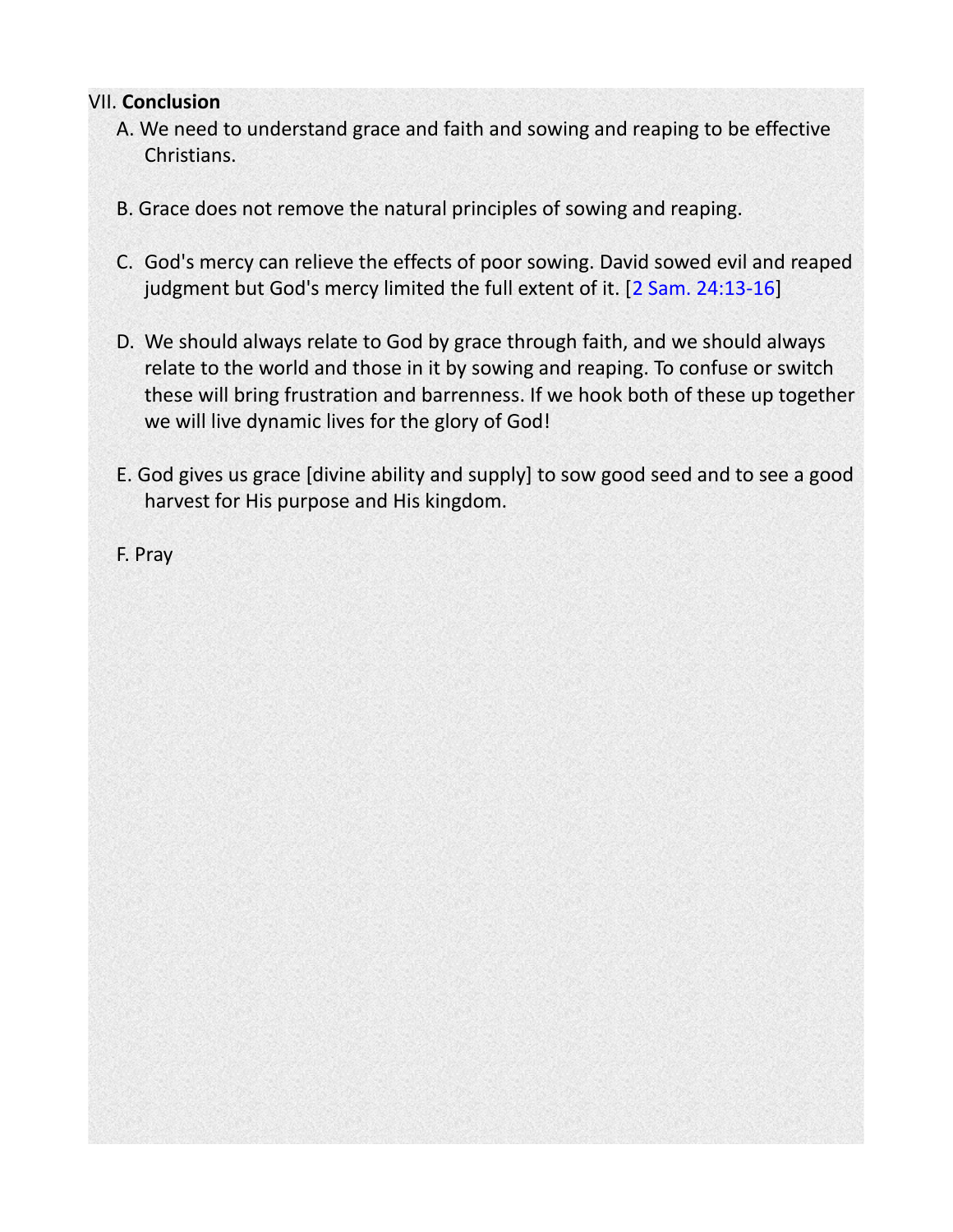VII. **Conclusion**

A. We need to understand grace and faith and sowing and reaping to be effective Christians.

B. Grace does not remove the natural principles of sowing and reaping.

C. God's mercy can relieve the effects of poor sowing. David sowed evil and reaped judgment but God's mercy limited the full extent of it. [2 Sam. 24:13-16]

D. We should always relate to God by grace through faith, and we should always relate to the world and those in it by sowing and reaping. To confuse or switch these will bring frustration and barrenness. If we hook both of these up together we will live dynamic lives for the glory of God!

E. God gives us grace [divine ability and supply] to sow good seed and to see a good harvest for His purpose and His kingdom.

F. Pray